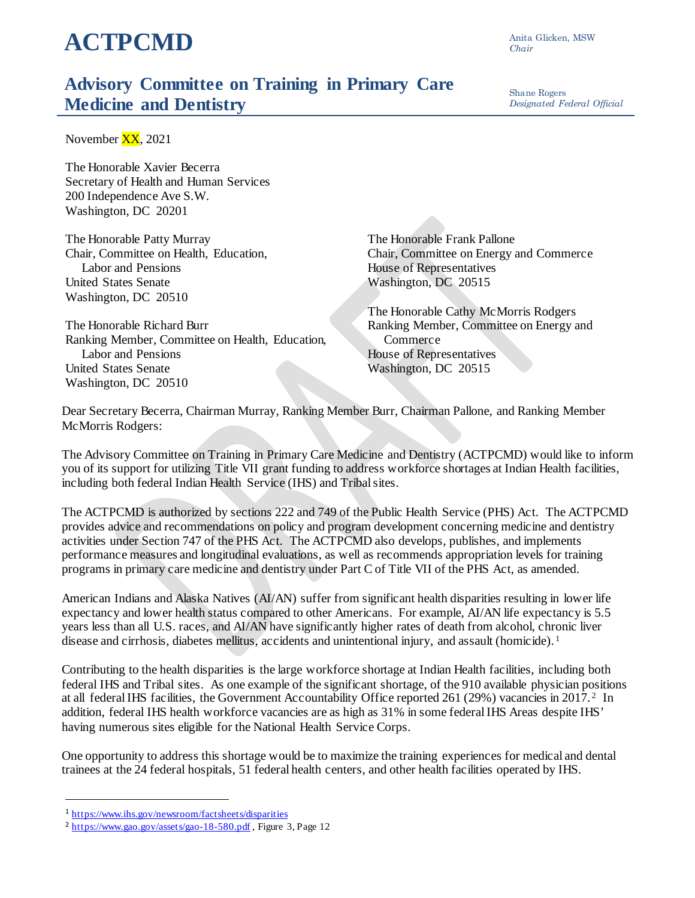# ACTPCMD

## Advisory Committee on Training in Primary Care Medicine and Dentistry

Anita Glicken, MSW
*Chair*

Shane Rogers
*Designated Federal Official*

November XX, 2021

The Honorable Xavier Becerra
Secretary of Health and Human Services
200 Independence Ave S.W.
Washington, DC 20201

The Honorable Patty Murray
Chair, Committee on Health, Education, Labor and Pensions
United States Senate
Washington, DC 20510

The Honorable Richard Burr
Ranking Member, Committee on Health, Education, Labor and Pensions
United States Senate
Washington, DC 20510

The Honorable Frank Pallone
Chair, Committee on Energy and Commerce
House of Representatives
Washington, DC 20515

The Honorable Cathy McMorris Rodgers
Ranking Member, Committee on Energy and Commerce
House of Representatives
Washington, DC 20515

Dear Secretary Becerra, Chairman Murray, Ranking Member Burr, Chairman Pallone, and Ranking Member McMorris Rodgers:

The Advisory Committee on Training in Primary Care Medicine and Dentistry (ACTPCMD) would like to inform you of its support for utilizing Title VII grant funding to address workforce shortages at Indian Health facilities, including both federal Indian Health Service (IHS) and Tribal sites.

The ACTPCMD is authorized by sections 222 and 749 of the Public Health Service (PHS) Act. The ACTPCMD provides advice and recommendations on policy and program development concerning medicine and dentistry activities under Section 747 of the PHS Act. The ACTPCMD also develops, publishes, and implements performance measures and longitudinal evaluations, as well as recommends appropriation levels for training programs in primary care medicine and dentistry under Part C of Title VII of the PHS Act, as amended.

American Indians and Alaska Natives (AI/AN) suffer from significant health disparities resulting in lower life expectancy and lower health status compared to other Americans. For example, AI/AN life expectancy is 5.5 years less than all U.S. races, and AI/AN have significantly higher rates of death from alcohol, chronic liver disease and cirrhosis, diabetes mellitus, accidents and unintentional injury, and assault (homicide).[1]

Contributing to the health disparities is the large workforce shortage at Indian Health facilities, including both federal IHS and Tribal sites. As one example of the significant shortage, of the 910 available physician positions at all federal IHS facilities, the Government Accountability Office reported 261 (29%) vacancies in 2017.[2] In addition, federal IHS health workforce vacancies are as high as 31% in some federal IHS Areas despite IHS' having numerous sites eligible for the National Health Service Corps.

One opportunity to address this shortage would be to maximize the training experiences for medical and dental trainees at the 24 federal hospitals, 51 federal health centers, and other health facilities operated by IHS.

---

[1] https://www.ihs.gov/newsroom/factsheets/disparities

[2] https://www.gao.gov/assets/gao-18-580.pdf, Figure 3, Page 12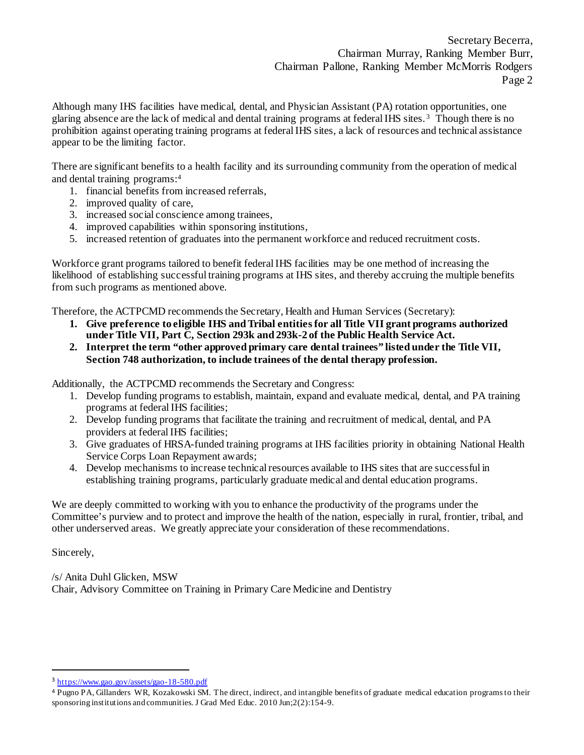Although many IHS facilities have medical, dental, and Physician Assistant (PA) rotation opportunities, one glaring absence are the lack of medical and dental training programs at federal IHS sites.[3] Though there is no prohibition against operating training programs at federal IHS sites, a lack of resources and technical assistance appear to be the limiting factor.

There are significant benefits to a health facility and its surrounding community from the operation of medical and dental training programs:[4]

1. financial benefits from increased referrals,
2. improved quality of care,
3. increased social conscience among trainees,
4. improved capabilities within sponsoring institutions,
5. increased retention of graduates into the permanent workforce and reduced recruitment costs.

Workforce grant programs tailored to benefit federal IHS facilities may be one method of increasing the likelihood of establishing successful training programs at IHS sites, and thereby accruing the multiple benefits from such programs as mentioned above.

Therefore, the ACTPCMD recommends the Secretary, Health and Human Services (Secretary):

1. **Give preference to eligible IHS and Tribal entities for all Title VII grant programs authorized under Title VII, Part C, Section 293k and 293k-2 of the Public Health Service Act.**
2. **Interpret the term "other approved primary care dental trainees" listed under the Title VII, Section 748 authorization, to include trainees of the dental therapy profession.**

Additionally, the ACTPCMD recommends the Secretary and Congress:

1. Develop funding programs to establish, maintain, expand and evaluate medical, dental, and PA training programs at federal IHS facilities;
2. Develop funding programs that facilitate the training and recruitment of medical, dental, and PA providers at federal IHS facilities;
3. Give graduates of HRSA-funded training programs at IHS facilities priority in obtaining National Health Service Corps Loan Repayment awards;
4. Develop mechanisms to increase technical resources available to IHS sites that are successful in establishing training programs, particularly graduate medical and dental education programs.

We are deeply committed to working with you to enhance the productivity of the programs under the Committee's purview and to protect and improve the health of the nation, especially in rural, frontier, tribal, and other underserved areas. We greatly appreciate your consideration of these recommendations.

Sincerely,

/s/ Anita Duhl Glicken, MSW
Chair, Advisory Committee on Training in Primary Care Medicine and Dentistry

---

[3] https://www.gao.gov/assets/gao-18-580.pdf

[4] Pugno PA, Gillanders WR, Kozakowski SM. The direct, indirect, and intangible benefits of graduate medical education programs to their sponsoring institutions and communities. J Grad Med Educ. 2010 Jun;2(2):154-9.